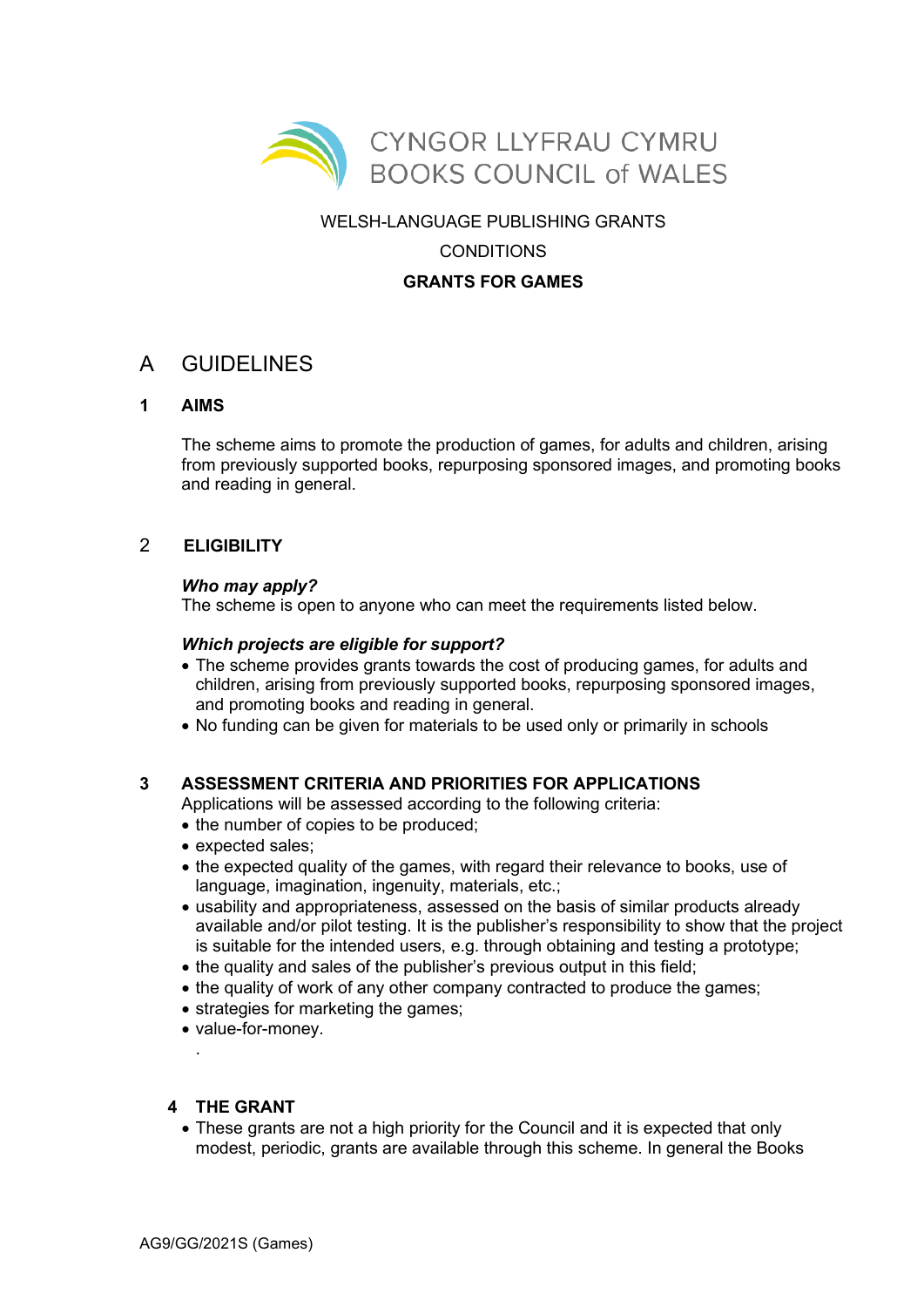CYNGOR LLYFRAU CYMRU
BOOKS COUNCIL of WALES

WELSH-LANGUAGE PUBLISHING GRANTS

CONDITIONS

**GRANTS FOR GAMES**

# A GUIDELINES

## 1 AIMS

The scheme aims to promote the production of games, for adults and children, arising from previously supported books, repurposing sponsored images, and promoting books and reading in general.

## 2 ELIGIBILITY

***Who may apply?***
The scheme is open to anyone who can meet the requirements listed below.

***Which projects are eligible for support?***

- The scheme provides grants towards the cost of producing games, for adults and children, arising from previously supported books, repurposing sponsored images, and promoting books and reading in general.
- No funding can be given for materials to be used only or primarily in schools

## 3 ASSESSMENT CRITERIA AND PRIORITIES FOR APPLICATIONS

Applications will be assessed according to the following criteria:

- the number of copies to be produced;
- expected sales;
- the expected quality of the games, with regard their relevance to books, use of language, imagination, ingenuity, materials, etc.;
- usability and appropriateness, assessed on the basis of similar products already available and/or pilot testing. It is the publisher's responsibility to show that the project is suitable for the intended users, e.g. through obtaining and testing a prototype;
- the quality and sales of the publisher's previous output in this field;
- the quality of work of any other company contracted to produce the games;
- strategies for marketing the games;
- value-for-money.

.

## 4 THE GRANT

- These grants are not a high priority for the Council and it is expected that only modest, periodic, grants are available through this scheme. In general the Books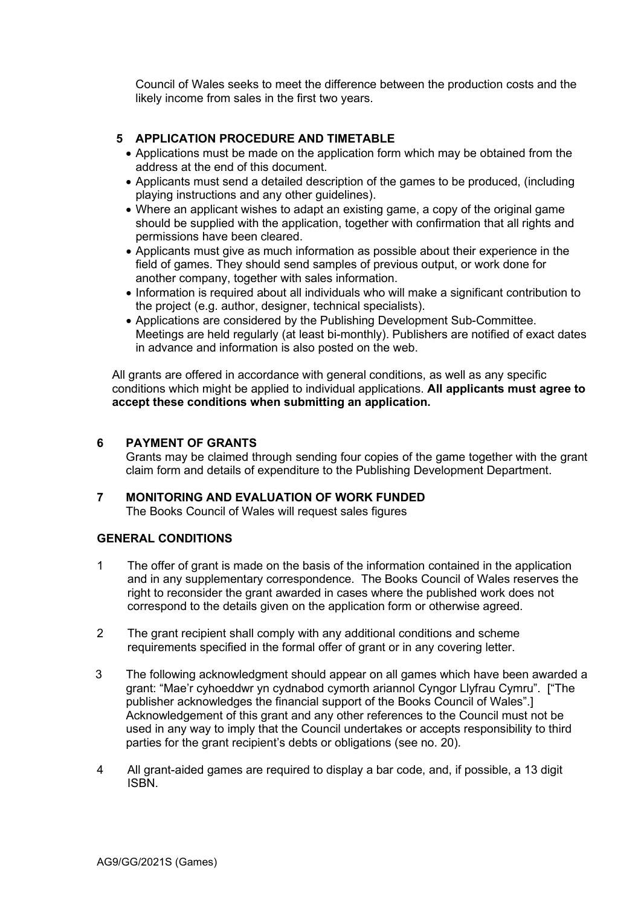Council of Wales seeks to meet the difference between the production costs and the likely income from sales in the first two years.

## 5 APPLICATION PROCEDURE AND TIMETABLE

- Applications must be made on the application form which may be obtained from the address at the end of this document.
- Applicants must send a detailed description of the games to be produced, (including playing instructions and any other guidelines).
- Where an applicant wishes to adapt an existing game, a copy of the original game should be supplied with the application, together with confirmation that all rights and permissions have been cleared.
- Applicants must give as much information as possible about their experience in the field of games. They should send samples of previous output, or work done for another company, together with sales information.
- Information is required about all individuals who will make a significant contribution to the project (e.g. author, designer, technical specialists).
- Applications are considered by the Publishing Development Sub-Committee. Meetings are held regularly (at least bi-monthly). Publishers are notified of exact dates in advance and information is also posted on the web.

All grants are offered in accordance with general conditions, as well as any specific conditions which might be applied to individual applications. **All applicants must agree to accept these conditions when submitting an application.**

## 6 PAYMENT OF GRANTS

Grants may be claimed through sending four copies of the game together with the grant claim form and details of expenditure to the Publishing Development Department.

## 7 MONITORING AND EVALUATION OF WORK FUNDED

The Books Council of Wales will request sales figures

## GENERAL CONDITIONS

1. The offer of grant is made on the basis of the information contained in the application and in any supplementary correspondence. The Books Council of Wales reserves the right to reconsider the grant awarded in cases where the published work does not correspond to the details given on the application form or otherwise agreed.

2. The grant recipient shall comply with any additional conditions and scheme requirements specified in the formal offer of grant or in any covering letter.

3. The following acknowledgment should appear on all games which have been awarded a grant: "Mae'r cyhoeddwr yn cydnabod cymorth ariannol Cyngor Llyfrau Cymru". ["The publisher acknowledges the financial support of the Books Council of Wales".] Acknowledgement of this grant and any other references to the Council must not be used in any way to imply that the Council undertakes or accepts responsibility to third parties for the grant recipient's debts or obligations (see no. 20).

4. All grant-aided games are required to display a bar code, and, if possible, a 13 digit ISBN.

AG9/GG/2021S (Games)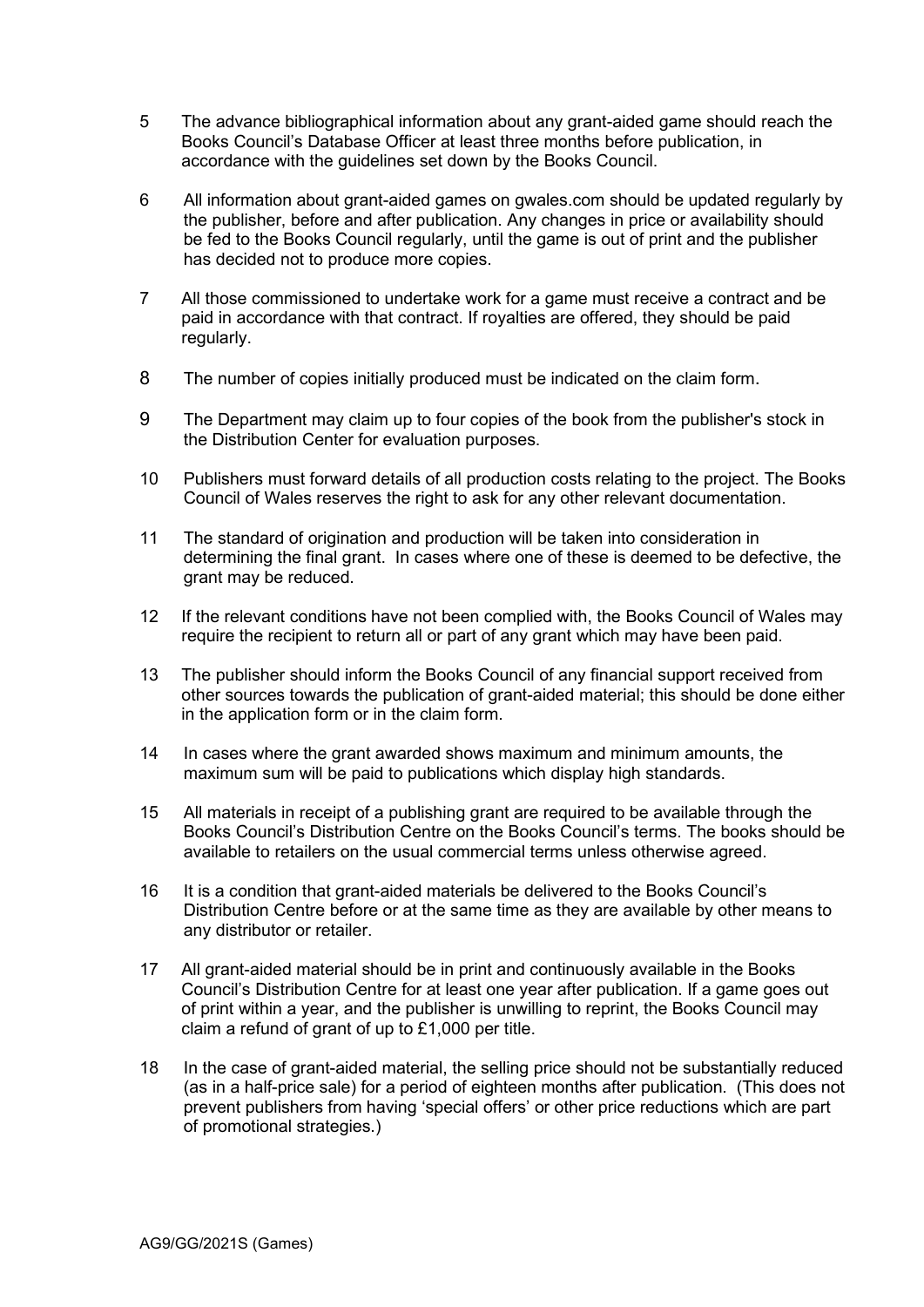5 The advance bibliographical information about any grant-aided game should reach the Books Council's Database Officer at least three months before publication, in accordance with the guidelines set down by the Books Council.

6 All information about grant-aided games on gwales.com should be updated regularly by the publisher, before and after publication. Any changes in price or availability should be fed to the Books Council regularly, until the game is out of print and the publisher has decided not to produce more copies.

7 All those commissioned to undertake work for a game must receive a contract and be paid in accordance with that contract. If royalties are offered, they should be paid regularly.

8 The number of copies initially produced must be indicated on the claim form.

9 The Department may claim up to four copies of the book from the publisher's stock in the Distribution Center for evaluation purposes.

10 Publishers must forward details of all production costs relating to the project. The Books Council of Wales reserves the right to ask for any other relevant documentation.

11 The standard of origination and production will be taken into consideration in determining the final grant. In cases where one of these is deemed to be defective, the grant may be reduced.

12 If the relevant conditions have not been complied with, the Books Council of Wales may require the recipient to return all or part of any grant which may have been paid.

13 The publisher should inform the Books Council of any financial support received from other sources towards the publication of grant-aided material; this should be done either in the application form or in the claim form.

14 In cases where the grant awarded shows maximum and minimum amounts, the maximum sum will be paid to publications which display high standards.

15 All materials in receipt of a publishing grant are required to be available through the Books Council's Distribution Centre on the Books Council's terms. The books should be available to retailers on the usual commercial terms unless otherwise agreed.

16 It is a condition that grant-aided materials be delivered to the Books Council's Distribution Centre before or at the same time as they are available by other means to any distributor or retailer.

17 All grant-aided material should be in print and continuously available in the Books Council's Distribution Centre for at least one year after publication. If a game goes out of print within a year, and the publisher is unwilling to reprint, the Books Council may claim a refund of grant of up to £1,000 per title.

18 In the case of grant-aided material, the selling price should not be substantially reduced (as in a half-price sale) for a period of eighteen months after publication. (This does not prevent publishers from having 'special offers' or other price reductions which are part of promotional strategies.)

AG9/GG/2021S (Games)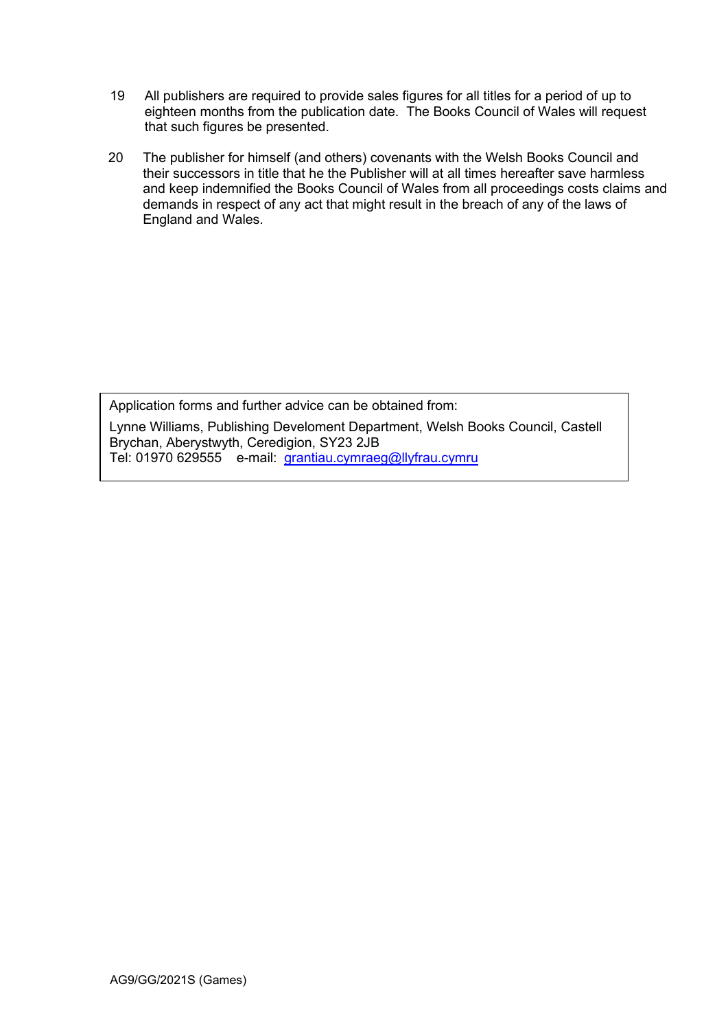19 All publishers are required to provide sales figures for all titles for a period of up to eighteen months from the publication date. The Books Council of Wales will request that such figures be presented.

20 The publisher for himself (and others) covenants with the Welsh Books Council and their successors in title that he the Publisher will at all times hereafter save harmless and keep indemnified the Books Council of Wales from all proceedings costs claims and demands in respect of any act that might result in the breach of any of the laws of England and Wales.

Application forms and further advice can be obtained from:

Lynne Williams, Publishing Develoment Department, Welsh Books Council, Castell Brychan, Aberystwyth, Ceredigion, SY23 2JB
Tel: 01970 629555 e-mail: grantiau.cymraeg@llyfrau.cymru

AG9/GG/2021S (Games)